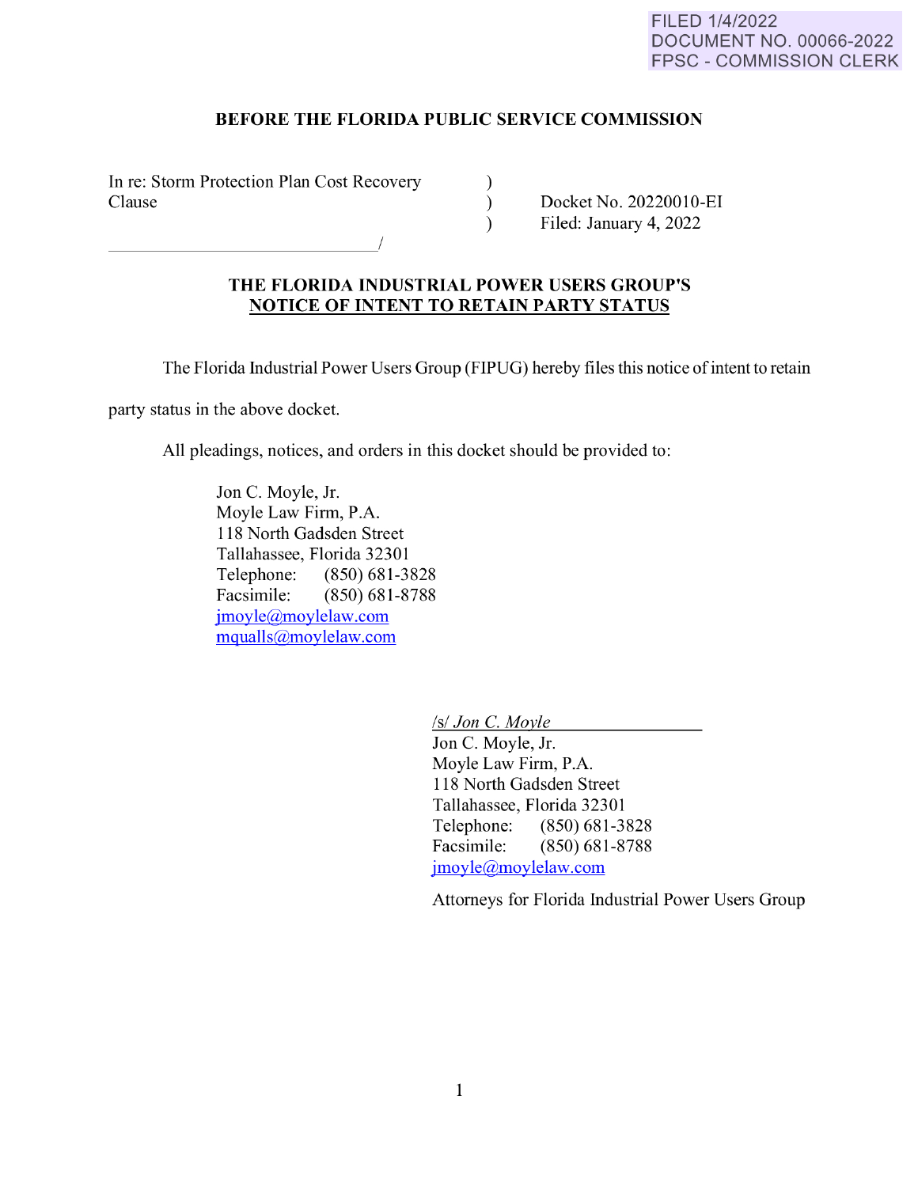FILED 1/4/2022
DOCUMENT NO. 00066-2022
FPSC - COMMISSION CLERK

**BEFORE THE FLORIDA PUBLIC SERVICE COMMISSION**

In re: Storm Protection Plan Cost Recovery Clause
______________________________/

Docket No. 20220010-EI
Filed: January 4, 2022

**THE FLORIDA INDUSTRIAL POWER USERS GROUP'S**
**NOTICE OF INTENT TO RETAIN PARTY STATUS**

The Florida Industrial Power Users Group (FIPUG) hereby files this notice of intent to retain party status in the above docket.

All pleadings, notices, and orders in this docket should be provided to:

Jon C. Moyle, Jr.
Moyle Law Firm, P.A.
118 North Gadsden Street
Tallahassee, Florida 32301
Telephone: (850) 681-3828
Facsimile: (850) 681-8788
jmoyle@moylelaw.com
mqualls@moylelaw.com

/s/ *Jon C. Moyle*
Jon C. Moyle, Jr.
Moyle Law Firm, P.A.
118 North Gadsden Street
Tallahassee, Florida 32301
Telephone: (850) 681-3828
Facsimile: (850) 681-8788
jmoyle@moylelaw.com

Attorneys for Florida Industrial Power Users Group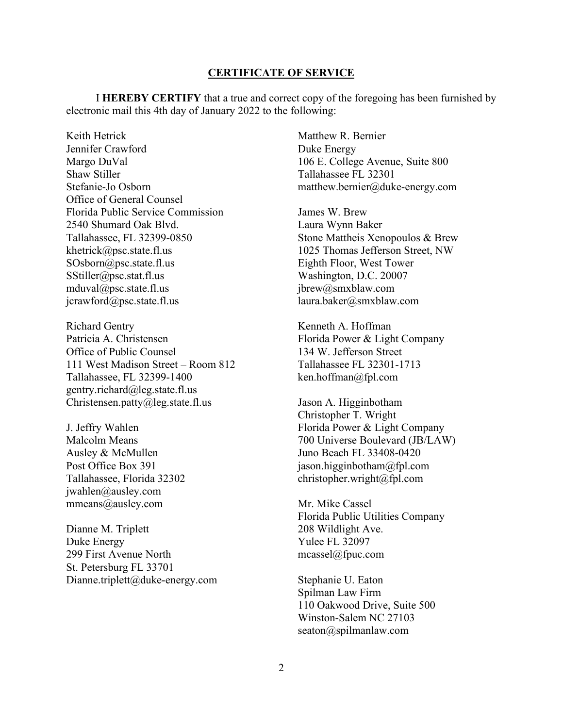## CERTIFICATE OF SERVICE

I **HEREBY CERTIFY** that a true and correct copy of the foregoing has been furnished by electronic mail this 4th day of January 2022 to the following:

Keith Hetrick
Jennifer Crawford
Margo DuVal
Shaw Stiller
Stefanie-Jo Osborn
Office of General Counsel
Florida Public Service Commission
2540 Shumard Oak Blvd.
Tallahassee, FL 32399-0850
khetrick@psc.state.fl.us
SOsborn@psc.state.fl.us
SStiller@psc.stat.fl.us
mduval@psc.state.fl.us
jcrawford@psc.state.fl.us

Richard Gentry
Patricia A. Christensen
Office of Public Counsel
111 West Madison Street – Room 812
Tallahassee, FL 32399-1400
gentry.richard@leg.state.fl.us
Christensen.patty@leg.state.fl.us

J. Jeffry Wahlen
Malcolm Means
Ausley & McMullen
Post Office Box 391
Tallahassee, Florida 32302
jwahlen@ausley.com
mmeans@ausley.com

Dianne M. Triplett
Duke Energy
299 First Avenue North
St. Petersburg FL 33701
Dianne.triplett@duke-energy.com

Matthew R. Bernier
Duke Energy
106 E. College Avenue, Suite 800
Tallahassee FL 32301
matthew.bernier@duke-energy.com

James W. Brew
Laura Wynn Baker
Stone Mattheis Xenopoulos & Brew
1025 Thomas Jefferson Street, NW
Eighth Floor, West Tower
Washington, D.C. 20007
jbrew@smxblaw.com
laura.baker@smxblaw.com

Kenneth A. Hoffman
Florida Power & Light Company
134 W. Jefferson Street
Tallahassee FL 32301-1713
ken.hoffman@fpl.com

Jason A. Higginbotham
Christopher T. Wright
Florida Power & Light Company
700 Universe Boulevard (JB/LAW)
Juno Beach FL 33408-0420
jason.higginbotham@fpl.com
christopher.wright@fpl.com

Mr. Mike Cassel
Florida Public Utilities Company
208 Wildlight Ave.
Yulee FL 32097
mcassel@fpuc.com

Stephanie U. Eaton
Spilman Law Firm
110 Oakwood Drive, Suite 500
Winston-Salem NC 27103
seaton@spilmanlaw.com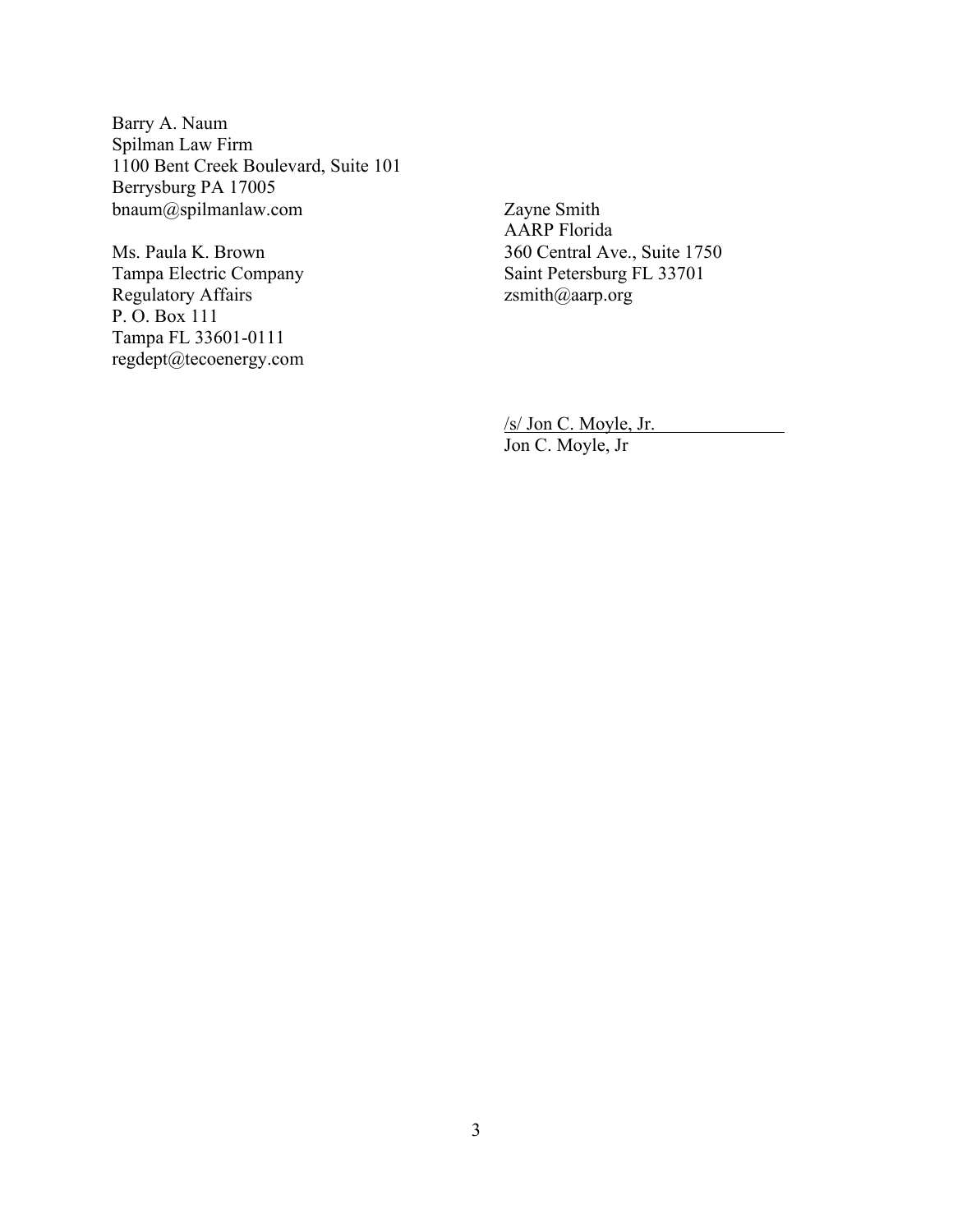Barry A. Naum
Spilman Law Firm
1100 Bent Creek Boulevard, Suite 101
Berrysburg PA 17005
bnaum@spilmanlaw.com

Ms. Paula K. Brown
Tampa Electric Company
Regulatory Affairs
P. O. Box 111
Tampa FL 33601-0111
regdept@tecoenergy.com

Zayne Smith
AARP Florida
360 Central Ave., Suite 1750
Saint Petersburg FL 33701
zsmith@aarp.org

/s/ Jon C. Moyle, Jr.
Jon C. Moyle, Jr